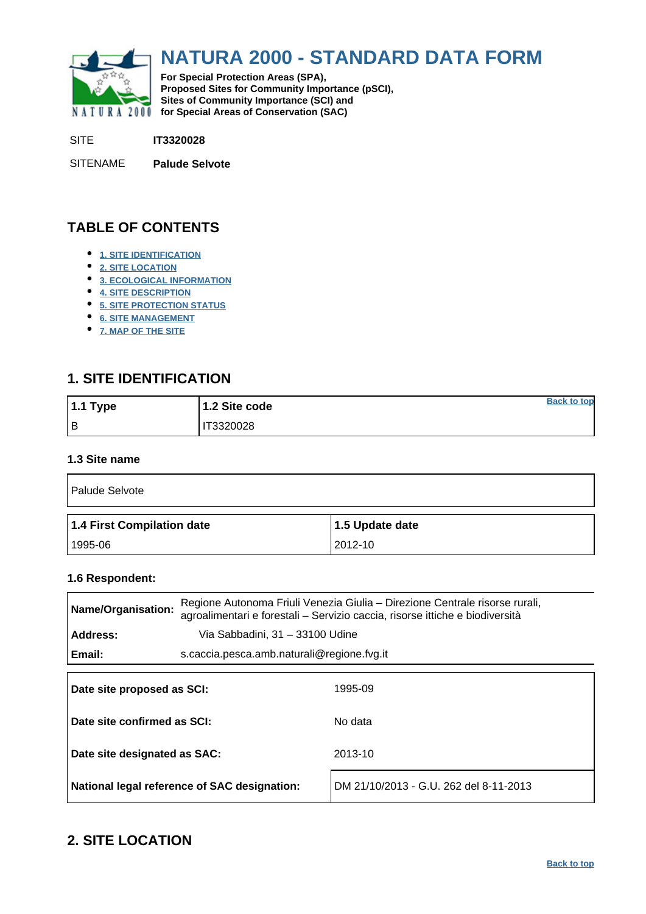# NATURA 2000 - STANDARD DATA FORM

**For Special Protection Areas (SPA), Proposed Sites for Community Importance (pSCI), Sites of Community Importance (SCI) and for Special Areas of Conservation (SAC)**

SITE **IT3320028**

SITENAME **Palude Selvote**

## TABLE OF CONTENTS

- 1. SITE IDENTIFICATION
- 2. SITE LOCATION
- 3. ECOLOGICAL INFORMATION
- 4. SITE DESCRIPTION
- 5. SITE PROTECTION STATUS
- 6. SITE MANAGEMENT
- 7. MAP OF THE SITE

## 1. SITE IDENTIFICATION

Back to top

| 1.1 Type | 1.2 Site code |
|---|---|
| B | IT3320028 |

### 1.3 Site name

| Palude Selvote |
|---|

| 1.4 First Compilation date | 1.5 Update date |
|---|---|
| 1995-06 | 2012-10 |

### 1.6 Respondent:

| | |
|---|---|
| **Name/Organisation:** | Regione Autonoma Friuli Venezia Giulia – Direzione Centrale risorse rurali, agroalimentari e forestali – Servizio caccia, risorse ittiche e biodiversità |
| **Address:** | Via Sabbadini, 31 – 33100 Udine |
| **Email:** | s.caccia.pesca.amb.naturali@regione.fvg.it |

| | |
|---|---|
| **Date site proposed as SCI:** | 1995-09 |
| **Date site confirmed as SCI:** | No data |
| **Date site designated as SAC:** | 2013-10 |
| **National legal reference of SAC designation:** | DM 21/10/2013 - G.U. 262 del 8-11-2013 |

## 2. SITE LOCATION

Back to top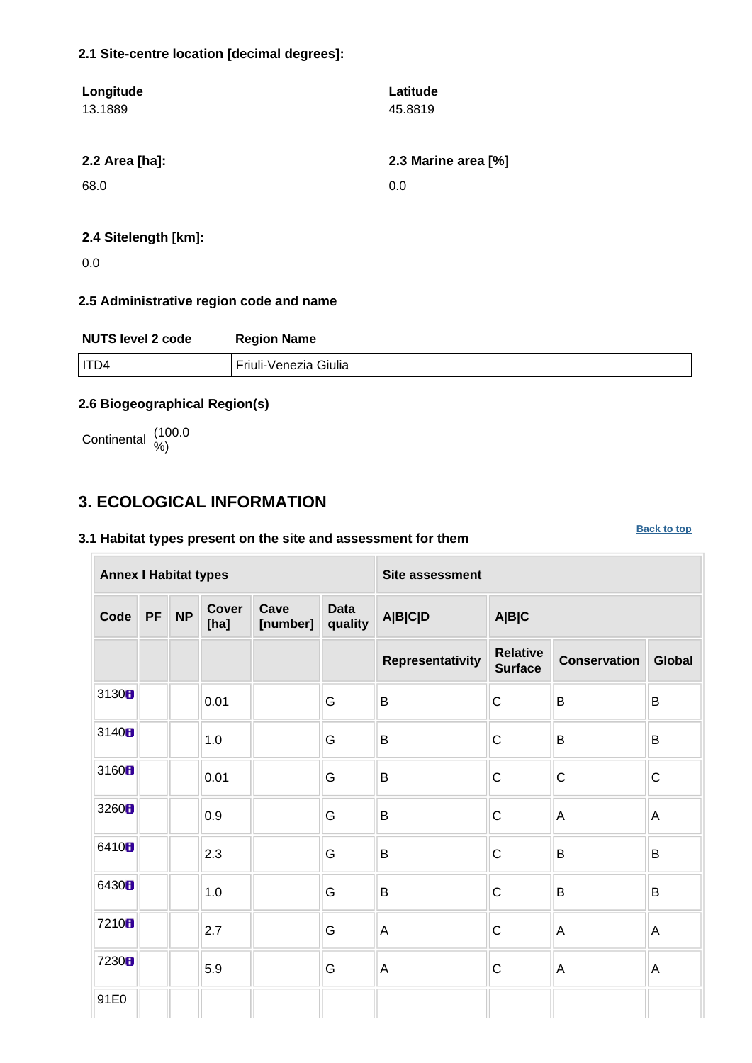#### 2.1 Site-centre location [decimal degrees]:

| Longitude | Latitude |
|---|---|
| 13.1889 | 45.8819 |

| 2.2 Area [ha]: | 2.3 Marine area [%] |
|---|---|
| 68.0 | 0.0 |

**2.4 Sitelength [km]:**

0.0

#### 2.5 Administrative region code and name

| NUTS level 2 code | Region Name |
|---|---|
| ITD4 | Friuli-Venezia Giulia |

#### 2.6 Biogeographical Region(s)

Continental (100.0 %)

## 3. ECOLOGICAL INFORMATION

Back to top

#### 3.1 Habitat types present on the site and assessment for them

| Annex I Habitat types | | | | | | Site assessment | | | |
|---|---|---|---|---|---|---|---|---|---|
| Code | PF | NP | Cover [ha] | Cave [number] | Data quality | A\|B\|C\|D | A\|B\|C | | |
| | | | | | | Representativity | Relative Surface | Conservation | Global |
| 3130 | | | 0.01 | | G | B | C | B | B |
| 3140 | | | 1.0 | | G | B | C | B | B |
| 3160 | | | 0.01 | | G | B | C | C | C |
| 3260 | | | 0.9 | | G | B | C | A | A |
| 6410 | | | 2.3 | | G | B | C | B | B |
| 6430 | | | 1.0 | | G | B | C | B | B |
| 7210 | | | 2.7 | | G | A | C | A | A |
| 7230 | | | 5.9 | | G | A | C | A | A |
| 91E0 | | | | | | | | | |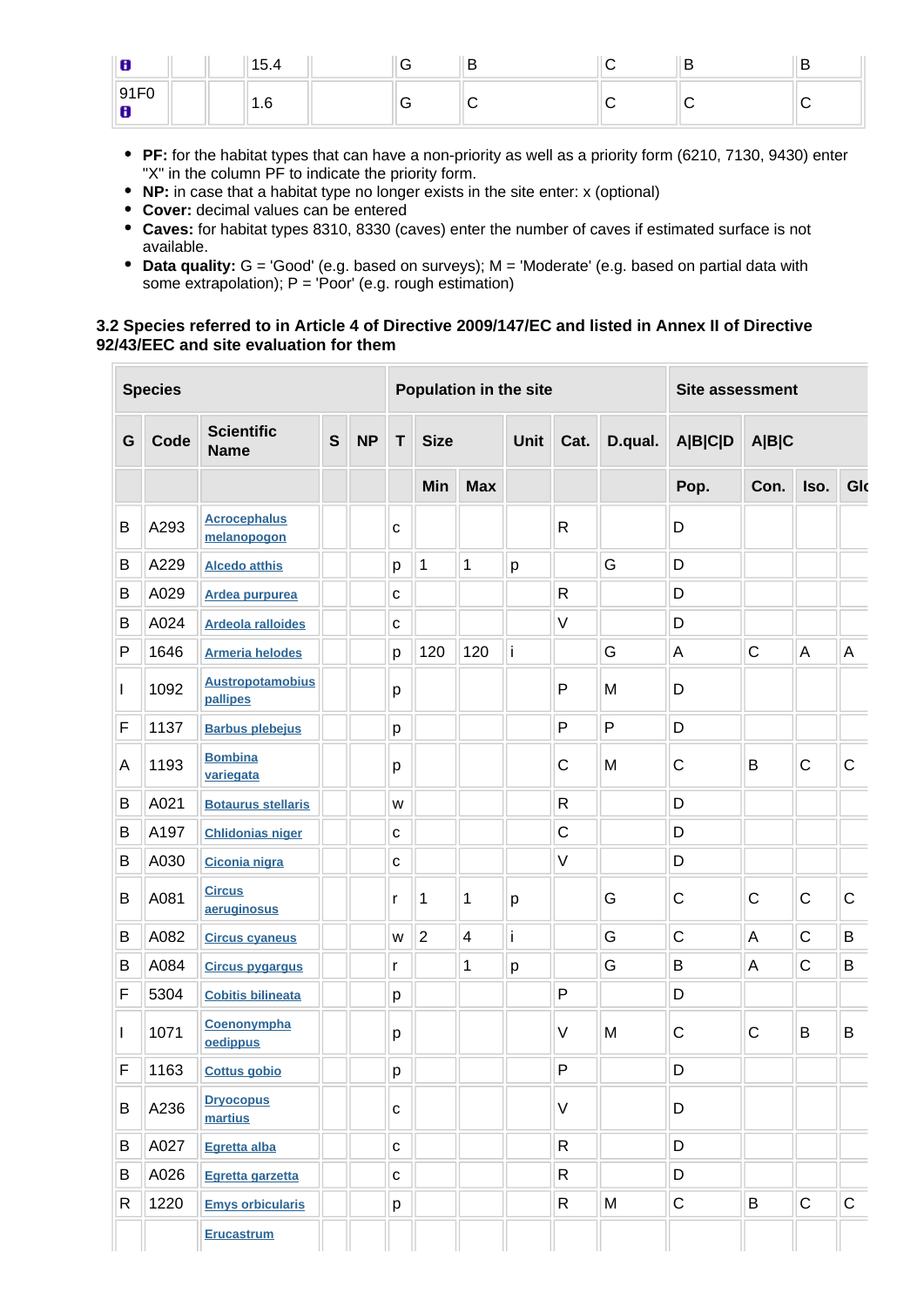| | | | 15.4 | | G | B | C | B | B |
|---|---|---|---|---|---|---|---|---|---|
| 91F0 | | | 1.6 | | G | C | C | C | C |

- **PF:** for the habitat types that can have a non-priority as well as a priority form (6210, 7130, 9430) enter "X" in the column PF to indicate the priority form.
- **NP:** in case that a habitat type no longer exists in the site enter: x (optional)
- **Cover:** decimal values can be entered
- **Caves:** for habitat types 8310, 8330 (caves) enter the number of caves if estimated surface is not available.
- **Data quality:** G = 'Good' (e.g. based on surveys); M = 'Moderate' (e.g. based on partial data with some extrapolation); P = 'Poor' (e.g. rough estimation)

### 3.2 Species referred to in Article 4 of Directive 2009/147/EC and listed in Annex II of Directive 92/43/EEC and site evaluation for them

| Species | | | | | Population in the site | | | | | | Site assessment | | | |
|---|---|---|---|---|---|---|---|---|---|---|---|---|---|---|
| G | Code | Scientific Name | S | NP | T | Size | | Unit | Cat. | D.qual. | A\|B\|C\|D | A\|B\|C | | |
| | | | | | | Min | Max | | | | Pop. | Con. | Iso. | Glo |
| B | A293 | Acrocephalus melanopogon | | | c | | | | R | | D | | | |
| B | A229 | Alcedo atthis | | | p | 1 | 1 | p | | G | D | | | |
| B | A029 | Ardea purpurea | | | c | | | | R | | D | | | |
| B | A024 | Ardeola ralloides | | | c | | | | V | | D | | | |
| P | 1646 | Armeria helodes | | | p | 120 | 120 | i | | G | A | C | A | A |
| I | 1092 | Austropotamobius pallipes | | | p | | | | P | M | D | | | |
| F | 1137 | Barbus plebejus | | | p | | | | P | P | D | | | |
| A | 1193 | Bombina variegata | | | p | | | | C | M | C | B | C | C |
| B | A021 | Botaurus stellaris | | | w | | | | R | | D | | | |
| B | A197 | Chlidonias niger | | | c | | | | C | | D | | | |
| B | A030 | Ciconia nigra | | | c | | | | V | | D | | | |
| B | A081 | Circus aeruginosus | | | r | 1 | 1 | p | | G | C | C | C | C |
| B | A082 | Circus cyaneus | | | w | 2 | 4 | i | | G | C | A | C | B |
| B | A084 | Circus pygargus | | | r | | 1 | p | | G | B | A | C | B |
| F | 5304 | Cobitis bilineata | | | p | | | | P | | D | | | |
| I | 1071 | Coenonympha oedippus | | | p | | | | V | M | C | C | B | B |
| F | 1163 | Cottus gobio | | | p | | | | P | | D | | | |
| B | A236 | Dryocopus martius | | | c | | | | V | | D | | | |
| B | A027 | Egretta alba | | | c | | | | R | | D | | | |
| B | A026 | Egretta garzetta | | | c | | | | R | | D | | | |
| R | 1220 | Emys orbicularis | | | p | | | | R | M | C | B | C | C |
| | | Erucastrum | | | | | | | | | | | | |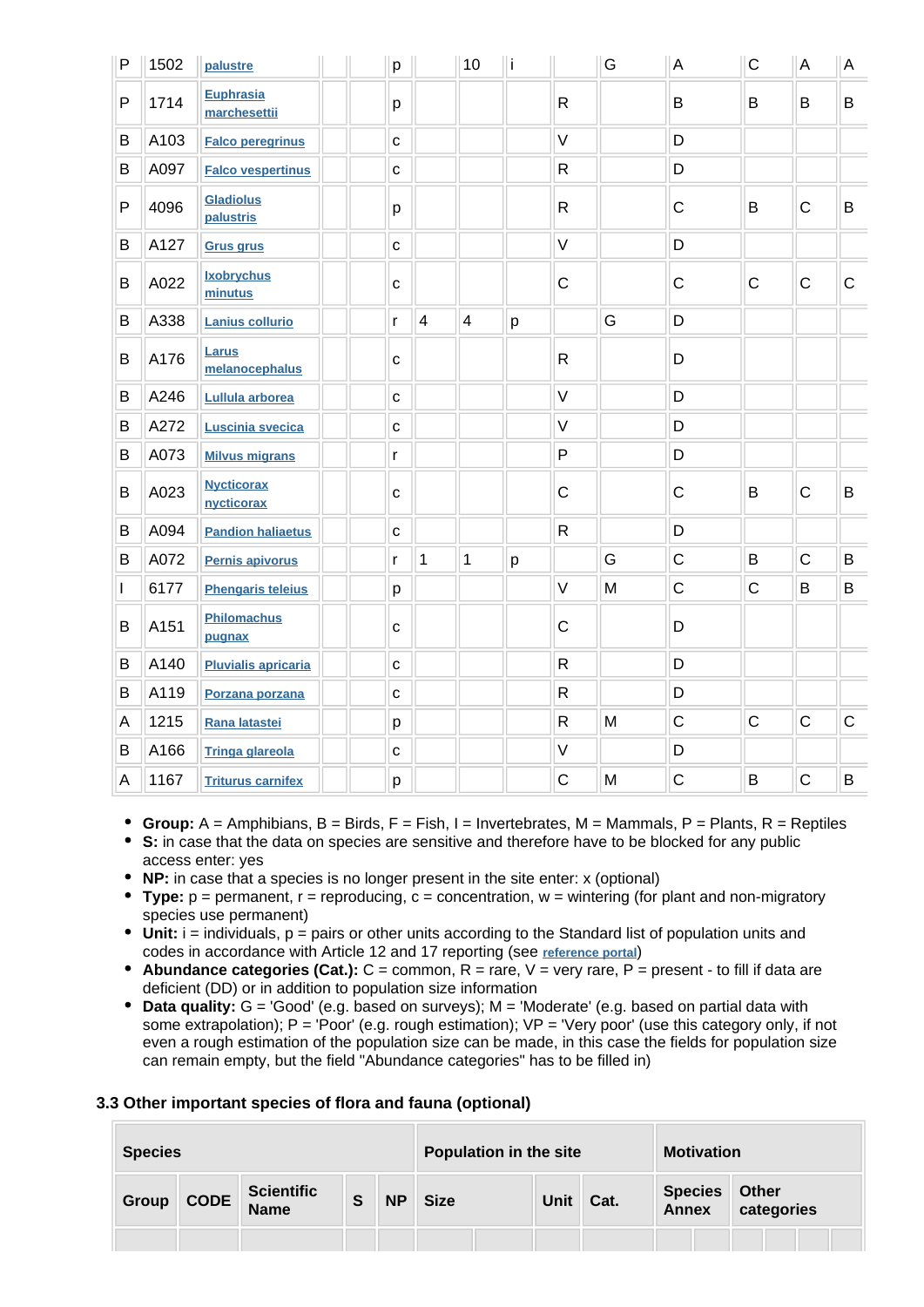| P | 1502 | palustre | | | p | | 10 | i | | G | A | C | A | A |
|---|---|---|---|---|---|---|---|---|---|---|---|---|---|---|
| P | 1714 | Euphrasia marchesettii | | | p | | | | R | | B | B | B | B |
| B | A103 | Falco peregrinus | | | c | | | | V | | D | | | |
| B | A097 | Falco vespertinus | | | c | | | | R | | D | | | |
| P | 4096 | Gladiolus palustris | | | p | | | | R | | C | B | C | B |
| B | A127 | Grus grus | | | c | | | | V | | D | | | |
| B | A022 | Ixobrychus minutus | | | c | | | | C | | C | C | C | C |
| B | A338 | Lanius collurio | | | r | 4 | 4 | p | | G | D | | | |
| B | A176 | Larus melanocephalus | | | c | | | | R | | D | | | |
| B | A246 | Lullula arborea | | | c | | | | V | | D | | | |
| B | A272 | Luscinia svecica | | | c | | | | V | | D | | | |
| B | A073 | Milvus migrans | | | r | | | | P | | D | | | |
| B | A023 | Nycticorax nycticorax | | | c | | | | C | | C | B | C | B |
| B | A094 | Pandion haliaetus | | | c | | | | R | | D | | | |
| B | A072 | Pernis apivorus | | | r | 1 | 1 | p | | G | C | B | C | B |
| I | 6177 | Phengaris teleius | | | p | | | | V | M | C | C | B | B |
| B | A151 | Philomachus pugnax | | | c | | | | C | | D | | | |
| B | A140 | Pluvialis apricaria | | | c | | | | R | | D | | | |
| B | A119 | Porzana porzana | | | c | | | | R | | D | | | |
| A | 1215 | Rana latastei | | | p | | | | R | M | C | C | C | C |
| B | A166 | Tringa glareola | | | c | | | | V | | D | | | |
| A | 1167 | Triturus carnifex | | | p | | | | C | M | C | B | C | B |

- **Group:** A = Amphibians, B = Birds, F = Fish, I = Invertebrates, M = Mammals, P = Plants, R = Reptiles
- **S:** in case that the data on species are sensitive and therefore have to be blocked for any public access enter: yes
- **NP:** in case that a species is no longer present in the site enter: x (optional)
- **Type:** p = permanent, r = reproducing, c = concentration, w = wintering (for plant and non-migratory species use permanent)
- **Unit:** i = individuals, p = pairs or other units according to the Standard list of population units and codes in accordance with Article 12 and 17 reporting (see reference portal)
- **Abundance categories (Cat.):** C = common, R = rare, V = very rare, P = present - to fill if data are deficient (DD) or in addition to population size information
- **Data quality:** G = 'Good' (e.g. based on surveys); M = 'Moderate' (e.g. based on partial data with some extrapolation); P = 'Poor' (e.g. rough estimation); VP = 'Very poor' (use this category only, if not even a rough estimation of the population size can be made, in this case the fields for population size can remain empty, but the field "Abundance categories" has to be filled in)

### 3.3 Other important species of flora and fauna (optional)

| Species | | | | | Population in the site | | | Motivation | |
|---|---|---|---|---|---|---|---|---|---|
| Group | CODE | Scientific Name | S | NP | Size | Unit | Cat. | Species Annex | Other categories |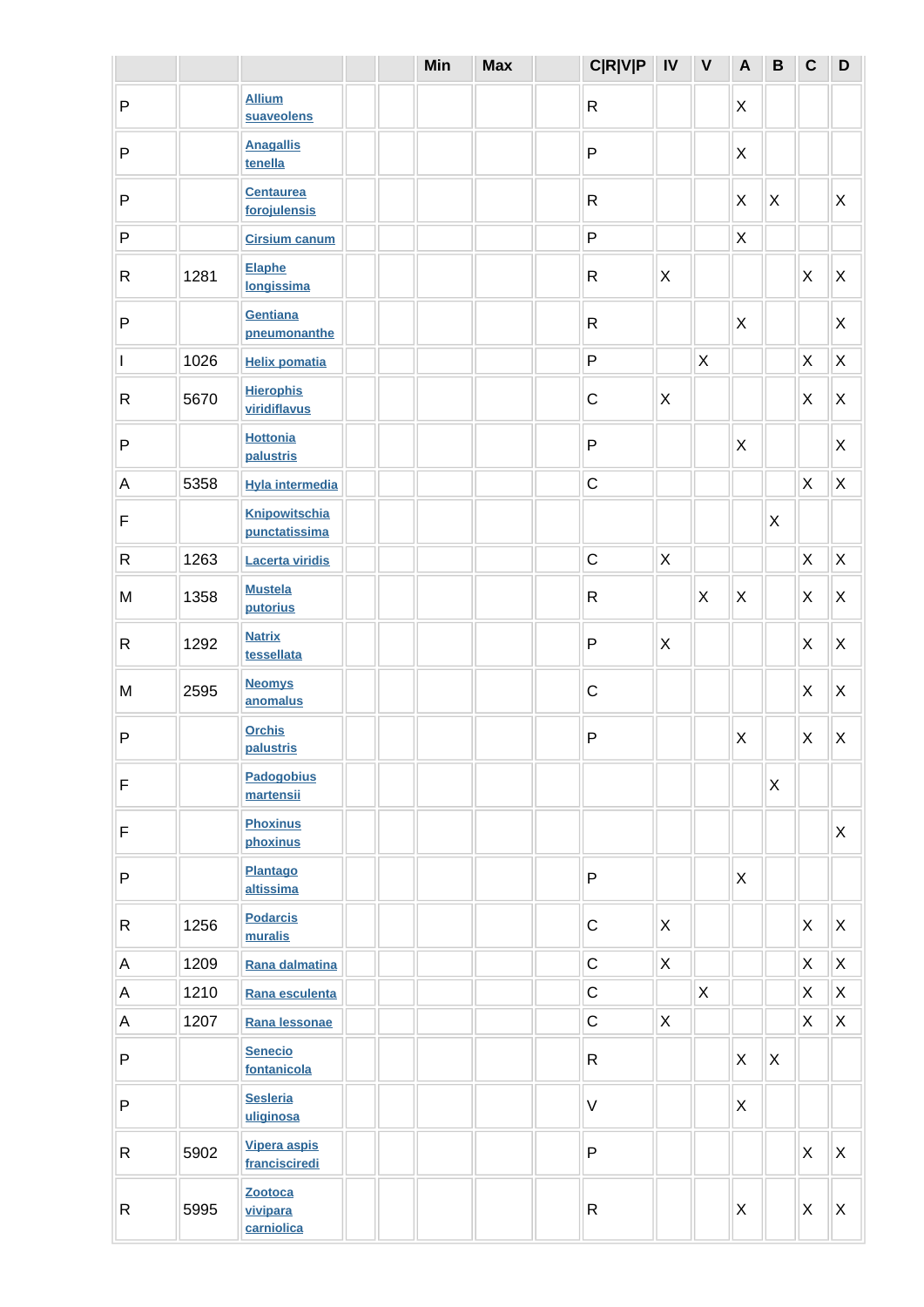| | | | | | Min | Max | | C\|R\|V\|P | IV | V | A | B | C | D |
|---|---|---|---|---|---|---|---|---|---|---|---|---|---|---|
| P | | Allium suaveolens | | | | | | R | | | X | | | |
| P | | Anagallis tenella | | | | | | P | | | X | | | |
| P | | Centaurea forojulensis | | | | | | R | | | X | X | | X |
| P | | Cirsium canum | | | | | | P | | | X | | | |
| R | 1281 | Elaphe longissima | | | | | | R | X | | | | X | X |
| P | | Gentiana pneumonanthe | | | | | | R | | | X | | | X |
| I | 1026 | Helix pomatia | | | | | | P | | X | | | X | X |
| R | 5670 | Hierophis viridiflavus | | | | | | C | X | | | | X | X |
| P | | Hottonia palustris | | | | | | P | | | X | | | X |
| A | 5358 | Hyla intermedia | | | | | | C | | | | | X | X |
| F | | Knipowitschia punctatissima | | | | | | | | | | X | | |
| R | 1263 | Lacerta viridis | | | | | | C | X | | | | X | X |
| M | 1358 | Mustela putorius | | | | | | R | | X | X | | X | X |
| R | 1292 | Natrix tessellata | | | | | | P | X | | | | X | X |
| M | 2595 | Neomys anomalus | | | | | | C | | | | | X | X |
| P | | Orchis palustris | | | | | | P | | | X | | X | X |
| F | | Padogobius martensii | | | | | | | | | | X | | |
| F | | Phoxinus phoxinus | | | | | | | | | | | | X |
| P | | Plantago altissima | | | | | | P | | | X | | | |
| R | 1256 | Podarcis muralis | | | | | | C | X | | | | X | X |
| A | 1209 | Rana dalmatina | | | | | | C | X | | | | X | X |
| A | 1210 | Rana esculenta | | | | | | C | | X | | | X | X |
| A | 1207 | Rana lessonae | | | | | | C | X | | | | X | X |
| P | | Senecio fontanicola | | | | | | R | | | X | X | | |
| P | | Sesleria uliginosa | | | | | | V | | | X | | | |
| R | 5902 | Vipera aspis francisciredi | | | | | | P | | | | | X | X |
| R | 5995 | Zootoca vivipara carniolica | | | | | | R | | | X | | X | X |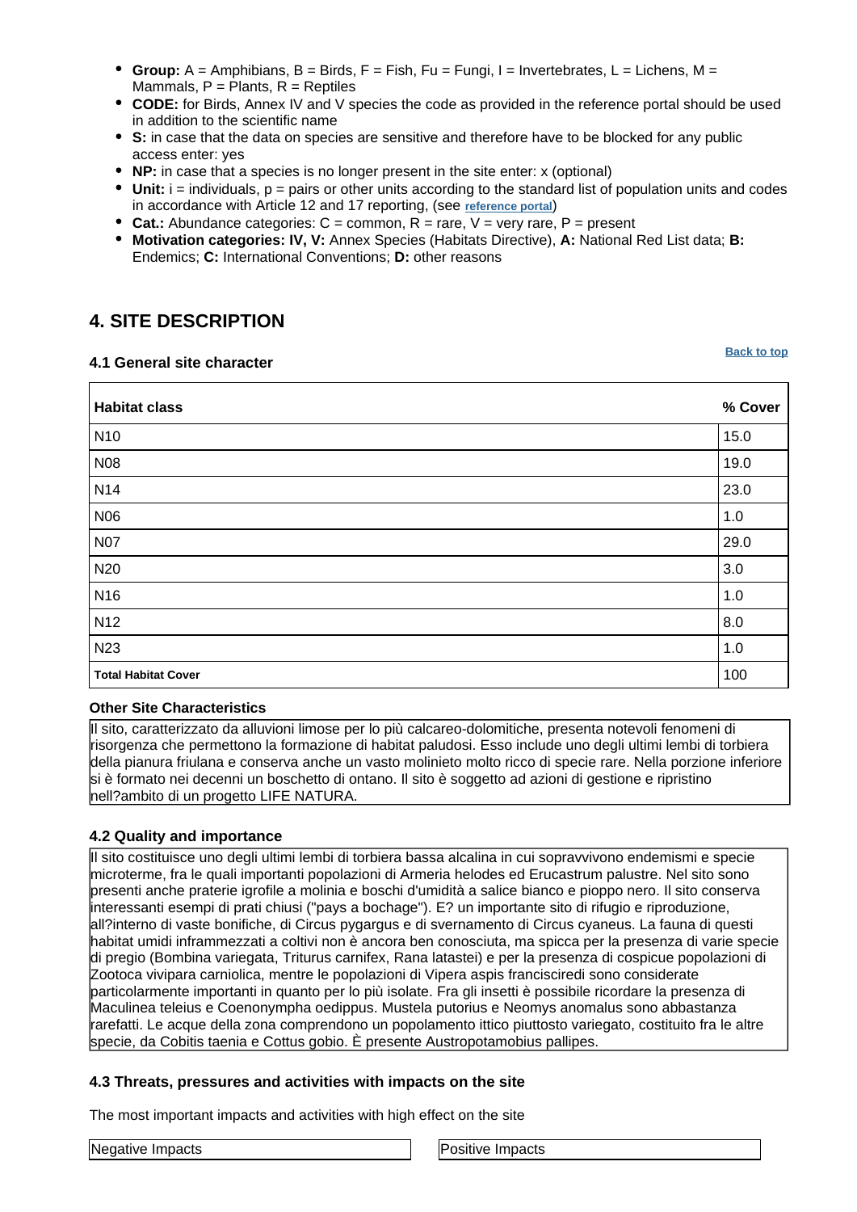- **Group:** A = Amphibians, B = Birds, F = Fish, Fu = Fungi, I = Invertebrates, L = Lichens, M = Mammals, P = Plants, R = Reptiles
- **CODE:** for Birds, Annex IV and V species the code as provided in the reference portal should be used in addition to the scientific name
- **S:** in case that the data on species are sensitive and therefore have to be blocked for any public access enter: yes
- **NP:** in case that a species is no longer present in the site enter: x (optional)
- **Unit:** i = individuals, p = pairs or other units according to the standard list of population units and codes in accordance with Article 12 and 17 reporting, (see reference portal)
- **Cat.:** Abundance categories: C = common, R = rare, V = very rare, P = present
- **Motivation categories: IV, V:** Annex Species (Habitats Directive), **A:** National Red List data; **B:** Endemics; **C:** International Conventions; **D:** other reasons

## 4. SITE DESCRIPTION

Back to top

### 4.1 General site character

| Habitat class | % Cover |
|---|---|
| N10 | 15.0 |
| N08 | 19.0 |
| N14 | 23.0 |
| N06 | 1.0 |
| N07 | 29.0 |
| N20 | 3.0 |
| N16 | 1.0 |
| N12 | 8.0 |
| N23 | 1.0 |
| **Total Habitat Cover** | 100 |

**Other Site Characteristics**

Il sito, caratterizzato da alluvioni limose per lo più calcareo-dolomitiche, presenta notevoli fenomeni di risorgenza che permettono la formazione di habitat paludosi. Esso include uno degli ultimi lembi di torbiera della pianura friulana e conserva anche un vasto molinieto molto ricco di specie rare. Nella porzione inferiore si è formato nei decenni un boschetto di ontano. Il sito è soggetto ad azioni di gestione e ripristino nell?ambito di un progetto LIFE NATURA.

### 4.2 Quality and importance

Il sito costituisce uno degli ultimi lembi di torbiera bassa alcalina in cui sopravvivono endemismi e specie microterme, fra le quali importanti popolazioni di Armeria helodes ed Erucastrum palustre. Nel sito sono presenti anche praterie igrofile a molinia e boschi d'umidità a salice bianco e pioppo nero. Il sito conserva interessanti esempi di prati chiusi ("pays a bochage"). E? un importante sito di rifugio e riproduzione, all?interno di vaste bonifiche, di Circus pygargus e di svernamento di Circus cyaneus. La fauna di questi habitat umidi inframmezzati a coltivi non è ancora ben conosciuta, ma spicca per la presenza di varie specie di pregio (Bombina variegata, Triturus carnifex, Rana latastei) e per la presenza di cospicue popolazioni di Zootoca vivipara carniolica, mentre le popolazioni di Vipera aspis francisciredi sono considerate particolarmente importanti in quanto per lo più isolate. Fra gli insetti è possibile ricordare la presenza di Maculinea teleius e Coenonympha oedippus. Mustela putorius e Neomys anomalus sono abbastanza rarefatti. Le acque della zona comprendono un popolamento ittico piuttosto variegato, costituito fra le altre specie, da Cobitis taenia e Cottus gobio. È presente Austropotamobius pallipes.

### 4.3 Threats, pressures and activities with impacts on the site

The most important impacts and activities with high effect on the site

| Negative Impacts | Positive Impacts |
|---|---|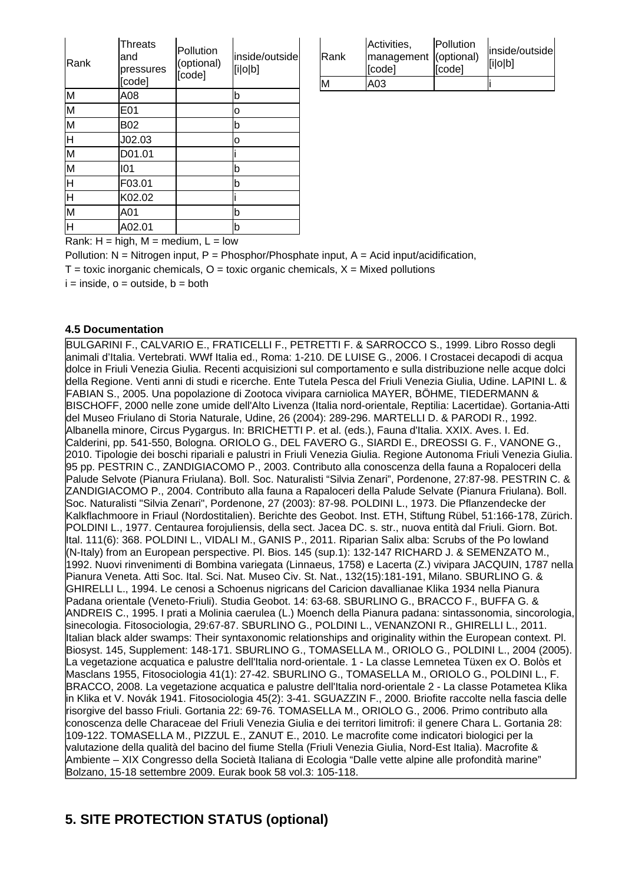| Rank | Threats and pressures [code] | Pollution (optional) [code] | inside/outside [i\|o\|b] |
|---|---|---|---|
| M | A08 | | b |
| M | E01 | | o |
| M | B02 | | b |
| H | J02.03 | | o |
| M | D01.01 | | i |
| M | I01 | | b |
| H | F03.01 | | b |
| H | K02.02 | | i |
| M | A01 | | b |
| H | A02.01 | | b |

| Rank | Activities, management [code] | Pollution (optional) [code] | inside/outside [i\|o\|b] |
|---|---|---|---|
| M | A03 | | i |

Rank: H = high, M = medium, L = low

Pollution: N = Nitrogen input, P = Phosphor/Phosphate input, A = Acid input/acidification,

T = toxic inorganic chemicals, O = toxic organic chemicals, X = Mixed pollutions

i = inside, o = outside, b = both

### 4.5 Documentation

BULGARINI F., CALVARIO E., FRATICELLI F., PETRETTI F. & SARROCCO S., 1999. Libro Rosso degli animali d'Italia. Vertebrati. WWf Italia ed., Roma: 1-210. DE LUISE G., 2006. I Crostacei decapodi di acqua dolce in Friuli Venezia Giulia. Recenti acquisizioni sul comportamento e sulla distribuzione nelle acque dolci della Regione. Venti anni di studi e ricerche. Ente Tutela Pesca del Friuli Venezia Giulia, Udine. LAPINI L. & FABIAN S., 2005. Una popolazione di Zootoca vivipara carniolica MAYER, BÖHME, TIEDERMANN & BISCHOFF, 2000 nelle zone umide dell'Alto Livenza (Italia nord-orientale, Reptilia: Lacertidae). Gortania-Atti del Museo Friulano di Storia Naturale, Udine, 26 (2004): 289-296. MARTELLI D. & PARODI R., 1992. Albanella minore, Circus Pygargus. In: BRICHETTI P. et al. (eds.), Fauna d'Italia. XXIX. Aves. I. Ed. Calderini, pp. 541-550, Bologna. ORIOLO G., DEL FAVERO G., SIARDI E., DREOSSI G. F., VANONE G., 2010. Tipologie dei boschi ripariali e palustri in Friuli Venezia Giulia. Regione Autonoma Friuli Venezia Giulia. 95 pp. PESTRIN C., ZANDIGIACOMO P., 2003. Contributo alla conoscenza della fauna a Ropaloceri della Palude Selvote (Pianura Friulana). Boll. Soc. Naturalisti "Silvia Zenari", Pordenone, 27:87-98. PESTRIN C. & ZANDIGIACOMO P., 2004. Contributo alla fauna a Rapaloceri della Palude Selvate (Pianura Friulana). Boll. Soc. Naturalisti "Silvia Zenari", Pordenone, 27 (2003): 87-98. POLDINI L., 1973. Die Pflanzendecke der Kalkflachmoore in Friaul (Nordostitalien). Berichte des Geobot. Inst. ETH, Stiftung Rübel, 51:166-178, Zürich. POLDINI L., 1977. Centaurea forojuliensis, della sect. Jacea DC. s. str., nuova entità dal Friuli. Giorn. Bot. Ital. 111(6): 368. POLDINI L., VIDALI M., GANIS P., 2011. Riparian Salix alba: Scrubs of the Po lowland (N-Italy) from an European perspective. Pl. Bios. 145 (sup.1): 132-147 RICHARD J. & SEMENZATO M., 1992. Nuovi rinvenimenti di Bombina variegata (Linnaeus, 1758) e Lacerta (Z.) vivipara JACQUIN, 1787 nella Pianura Veneta. Atti Soc. Ital. Sci. Nat. Museo Civ. St. Nat., 132(15):181-191, Milano. SBURLINO G. & GHIRELLI L., 1994. Le cenosi a Schoenus nigricans del Caricion davallianae Klika 1934 nella Pianura Padana orientale (Veneto-Friuli). Studia Geobot. 14: 63-68. SBURLINO G., BRACCO F., BUFFA G. & ANDREIS C., 1995. I prati a Molinia caerulea (L.) Moench della Pianura padana: sintassonomia, sincorologia, sinecologia. Fitosociologia, 29:67-87. SBURLINO G., POLDINI L., VENANZONI R., GHIRELLI L., 2011. Italian black alder swamps: Their syntaxonomic relationships and originality within the European context. Pl. Biosyst. 145, Supplement: 148-171. SBURLINO G., TOMASELLA M., ORIOLO G., POLDINI L., 2004 (2005). La vegetazione acquatica e palustre dell'Italia nord-orientale. 1 - La classe Lemnetea Tüxen ex O. Bolòs et Masclans 1955, Fitosociologia 41(1): 27-42. SBURLINO G., TOMASELLA M., ORIOLO G., POLDINI L., F. BRACCO, 2008. La vegetazione acquatica e palustre dell'Italia nord-orientale 2 - La classe Potametea Klika in Klika et V. Novák 1941. Fitosociologia 45(2): 3-41. SGUAZZIN F., 2000. Briofite raccolte nella fascia delle risorgive del basso Friuli. Gortania 22: 69-76. TOMASELLA M., ORIOLO G., 2006. Primo contributo alla conoscenza delle Characeae del Friuli Venezia Giulia e dei territori limitrofi: il genere Chara L. Gortania 28: 109-122. TOMASELLA M., PIZZUL E., ZANUT E., 2010. Le macrofite come indicatori biologici per la valutazione della qualità del bacino del fiume Stella (Friuli Venezia Giulia, Nord-Est Italia). Macrofite & Ambiente – XIX Congresso della Società Italiana di Ecologia "Dalle vette alpine alle profondità marine" Bolzano, 15-18 settembre 2009. Eurak book 58 vol.3: 105-118.

## 5. SITE PROTECTION STATUS (optional)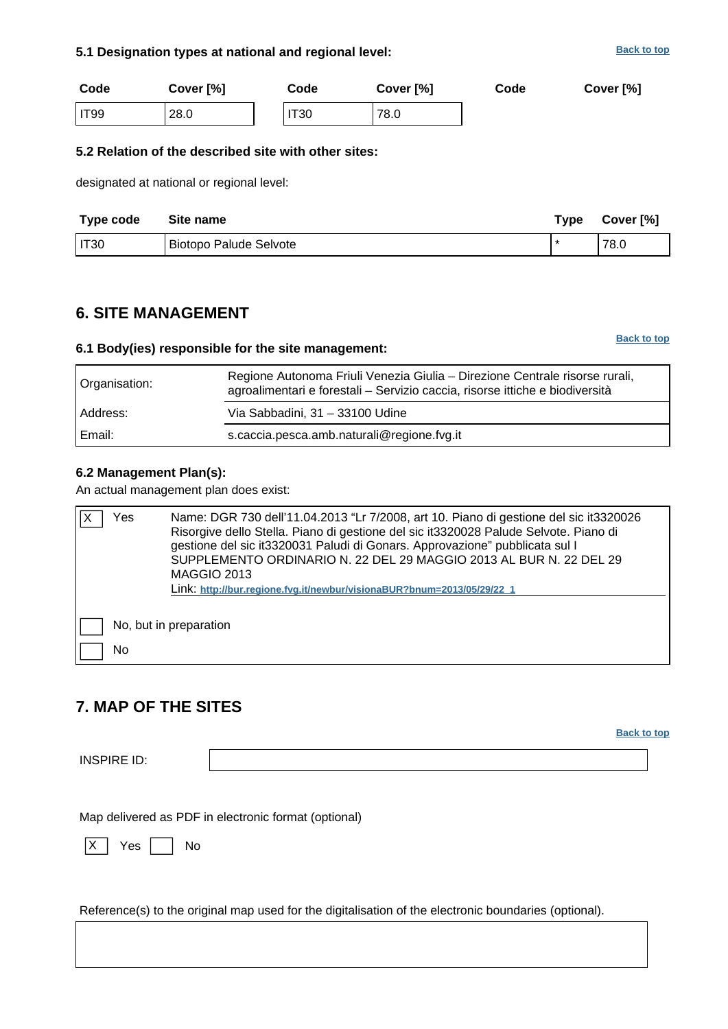### 5.1 Designation types at national and regional level:

Back to top

| Code | Cover [%] | Code | Cover [%] | Code | Cover [%] |
|---|---|---|---|---|---|
| IT99 | 28.0 | IT30 | 78.0 | | |

### 5.2 Relation of the described site with other sites:

designated at national or regional level:

| Type code | Site name | Type | Cover [%] |
|---|---|---|---|
| IT30 | Biotopo Palude Selvote | * | 78.0 |

## 6. SITE MANAGEMENT

Back to top

### 6.1 Body(ies) responsible for the site management:

| | |
|---|---|
| Organisation: | Regione Autonoma Friuli Venezia Giulia – Direzione Centrale risorse rurali, agroalimentari e forestali – Servizio caccia, risorse ittiche e biodiversità |
| Address: | Via Sabbadini, 31 – 33100 Udine |
| Email: | s.caccia.pesca.amb.naturali@regione.fvg.it |

### 6.2 Management Plan(s):

An actual management plan does exist:

| | | |
|---|---|---|
| X | Yes | Name: DGR 730 dell'11.04.2013 "Lr 7/2008, art 10. Piano di gestione del sic it3320026 Risorgive dello Stella. Piano di gestione del sic it3320028 Palude Selvote. Piano di gestione del sic it3320031 Paludi di Gonars. Approvazione" pubblicata sul I SUPPLEMENTO ORDINARIO N. 22 DEL 29 MAGGIO 2013 AL BUR N. 22 DEL 29 MAGGIO 2013<br>Link: http://bur.regione.fvg.it/newbur/visionaBUR?bnum=2013/05/29/22_1 |
| | No, but in preparation | |
| | No | |

## 7. MAP OF THE SITES

Back to top

INSPIRE ID:

Map delivered as PDF in electronic format (optional)

[X] Yes [ ] No

Reference(s) to the original map used for the digitalisation of the electronic boundaries (optional).